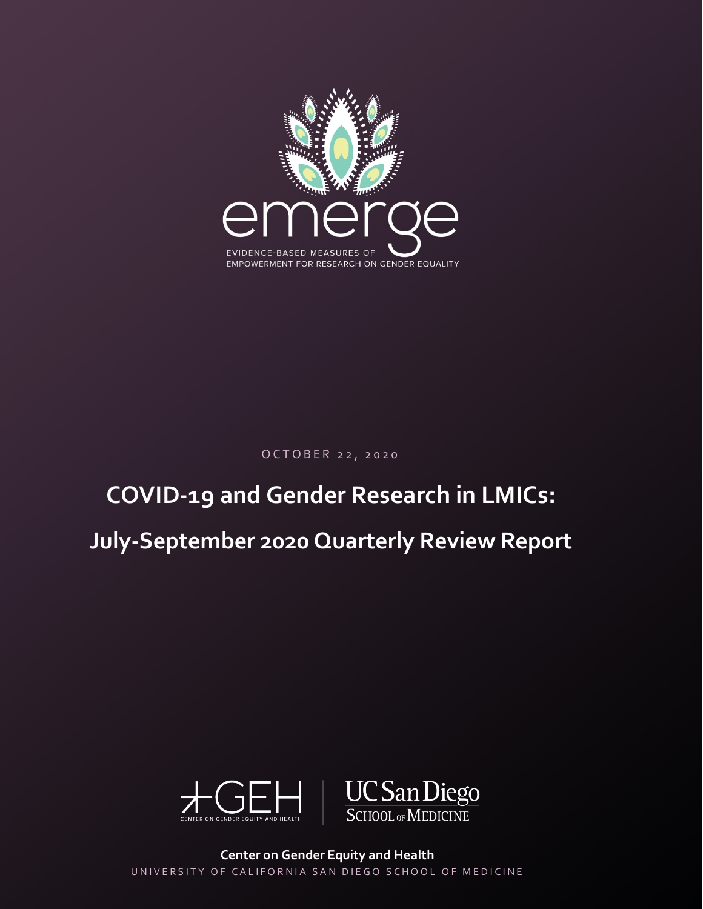emerge

EVIDENCE-BASED MEASURES OF EMPOWERMENT FOR RESEARCH ON GENDER EQUALITY

OCTOBER 22, 2020

# COVID-19 and Gender Research in LMICs:

# July-September 2020 Quarterly Review Report

GEH | CENTER ON GENDER EQUITY AND HEALTH

UC San Diego SCHOOL OF MEDICINE

**Center on Gender Equity and Health**

UNIVERSITY OF CALIFORNIA SAN DIEGO SCHOOL OF MEDICINE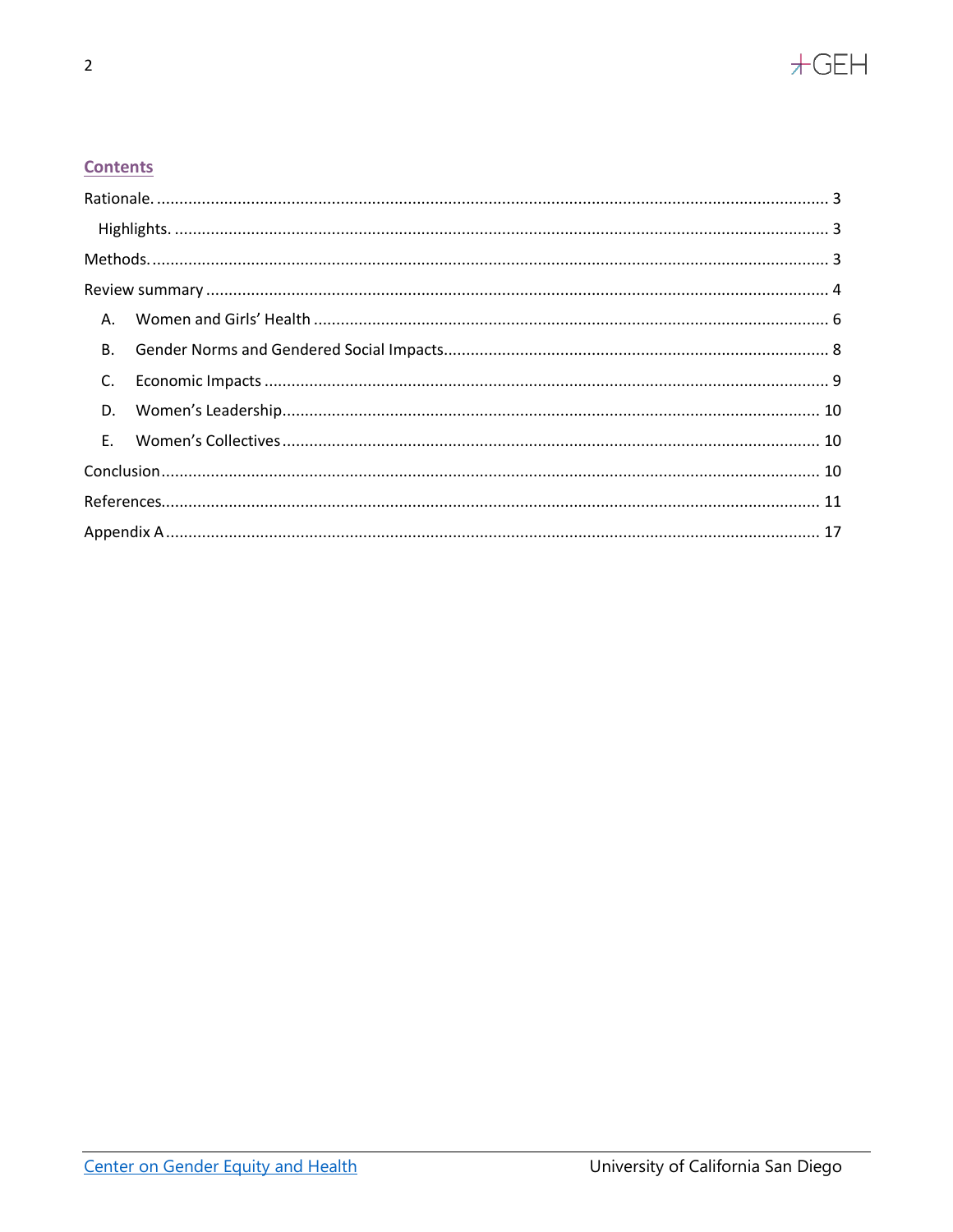## Contents

- Rationale. ... 3
  - Highlights. ... 3
- Methods. ... 3
- Review summary ... 4
  - A. Women and Girls' Health ... 6
  - B. Gender Norms and Gendered Social Impacts ... 8
  - C. Economic Impacts ... 9
  - D. Women's Leadership ... 10
  - E. Women's Collectives ... 10
- Conclusion ... 10
- References ... 11
- Appendix A ... 17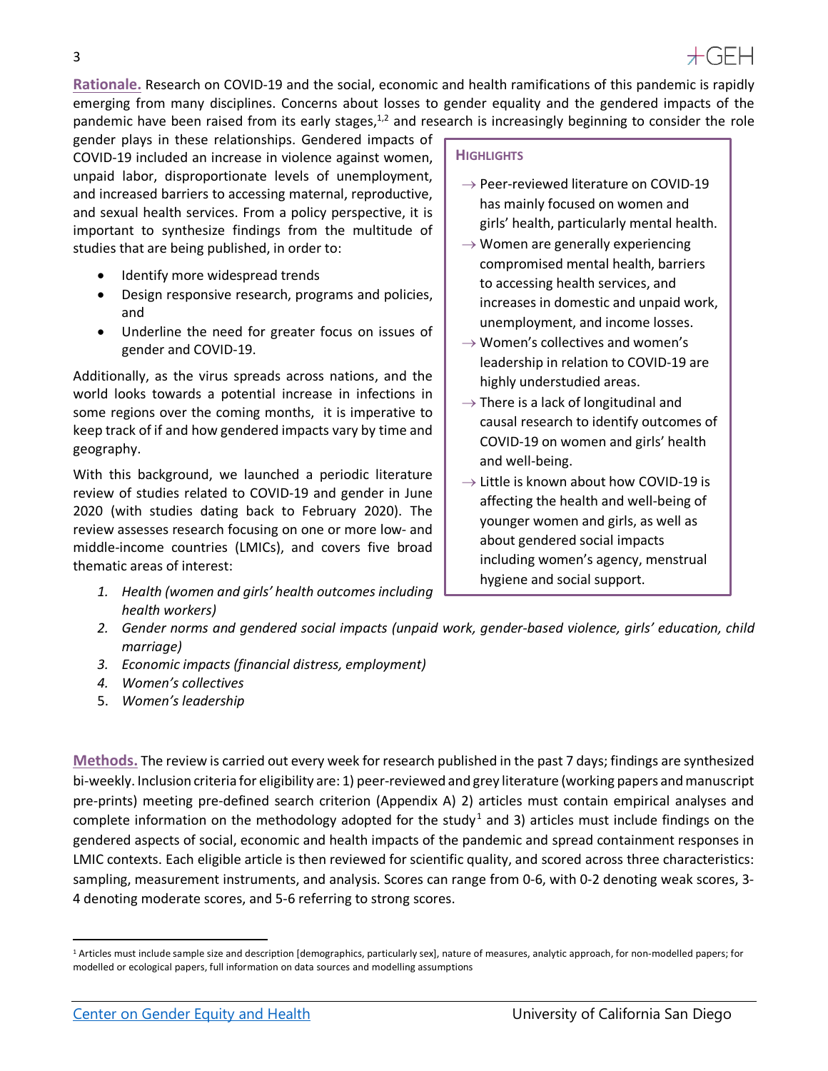**Rationale.** Research on COVID-19 and the social, economic and health ramifications of this pandemic is rapidly emerging from many disciplines. Concerns about losses to gender equality and the gendered impacts of the pandemic have been raised from its early stages,[1,2] and research is increasingly beginning to consider the role gender plays in these relationships. Gendered impacts of COVID-19 included an increase in violence against women, unpaid labor, disproportionate levels of unemployment, and increased barriers to accessing maternal, reproductive, and sexual health services. From a policy perspective, it is important to synthesize findings from the multitude of studies that are being published, in order to:

- Identify more widespread trends
- Design responsive research, programs and policies, and
- Underline the need for greater focus on issues of gender and COVID-19.

Additionally, as the virus spreads across nations, and the world looks towards a potential increase in infections in some regions over the coming months, it is imperative to keep track of if and how gendered impacts vary by time and geography.

With this background, we launched a periodic literature review of studies related to COVID-19 and gender in June 2020 (with studies dating back to February 2020). The review assesses research focusing on one or more low- and middle-income countries (LMICs), and covers five broad thematic areas of interest:

1. *Health (women and girls' health outcomes including health workers)*
2. *Gender norms and gendered social impacts (unpaid work, gender-based violence, girls' education, child marriage)*
3. *Economic impacts (financial distress, employment)*
4. *Women's collectives*
5. *Women's leadership*

**HIGHLIGHTS**

- → Peer-reviewed literature on COVID-19 has mainly focused on women and girls' health, particularly mental health.
- → Women are generally experiencing compromised mental health, barriers to accessing health services, and increases in domestic and unpaid work, unemployment, and income losses.
- → Women's collectives and women's leadership in relation to COVID-19 are highly understudied areas.
- → There is a lack of longitudinal and causal research to identify outcomes of COVID-19 on women and girls' health and well-being.
- → Little is known about how COVID-19 is affecting the health and well-being of younger women and girls, as well as about gendered social impacts including women's agency, menstrual hygiene and social support.

**Methods.** The review is carried out every week for research published in the past 7 days; findings are synthesized bi-weekly. Inclusion criteria for eligibility are: 1) peer-reviewed and grey literature (working papers and manuscript pre-prints) meeting pre-defined search criterion (Appendix A) 2) articles must contain empirical analyses and complete information on the methodology adopted for the study[1] and 3) articles must include findings on the gendered aspects of social, economic and health impacts of the pandemic and spread containment responses in LMIC contexts. Each eligible article is then reviewed for scientific quality, and scored across three characteristics: sampling, measurement instruments, and analysis. Scores can range from 0-6, with 0-2 denoting weak scores, 3-4 denoting moderate scores, and 5-6 referring to strong scores.

[1] Articles must include sample size and description [demographics, particularly sex], nature of measures, analytic approach, for non-modelled papers; for modelled or ecological papers, full information on data sources and modelling assumptions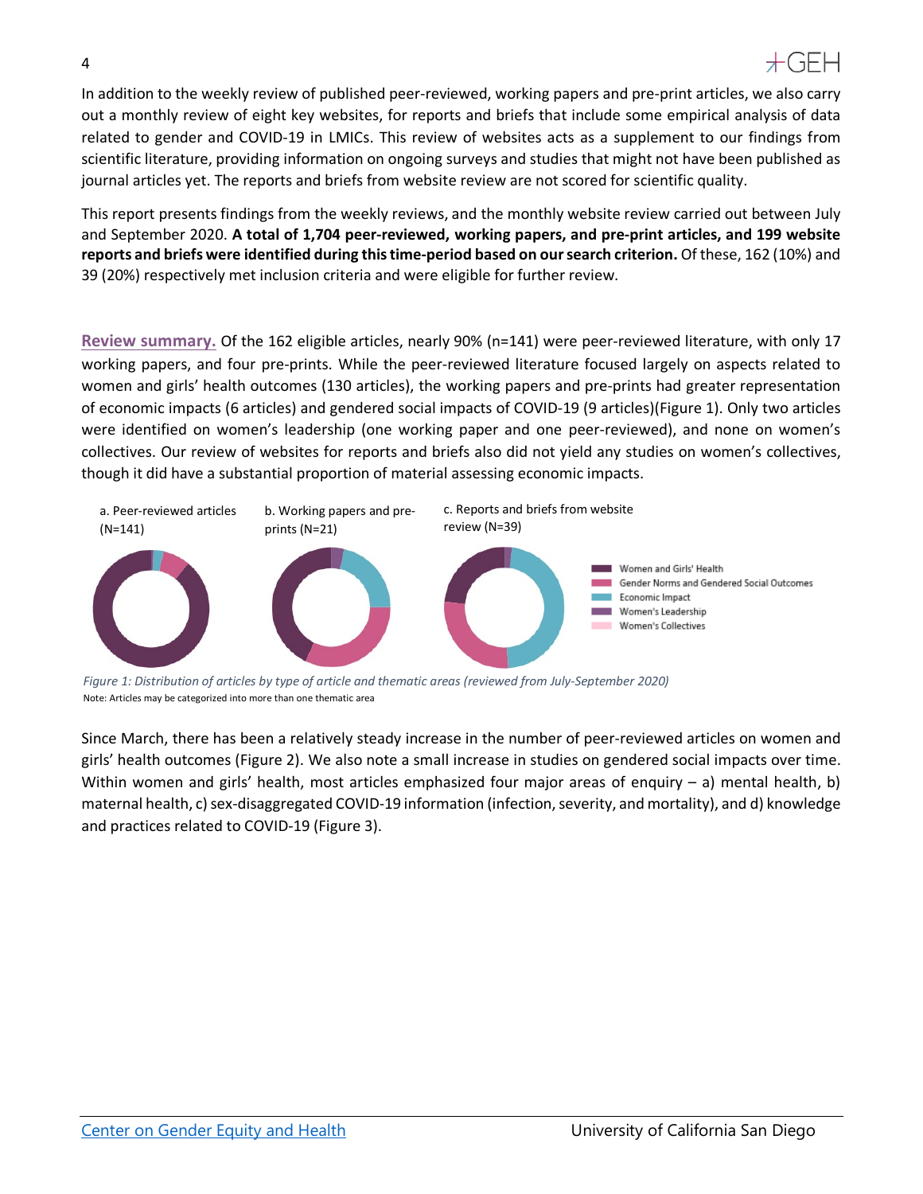In addition to the weekly review of published peer-reviewed, working papers and pre-print articles, we also carry out a monthly review of eight key websites, for reports and briefs that include some empirical analysis of data related to gender and COVID-19 in LMICs. This review of websites acts as a supplement to our findings from scientific literature, providing information on ongoing surveys and studies that might not have been published as journal articles yet. The reports and briefs from website review are not scored for scientific quality.

This report presents findings from the weekly reviews, and the monthly website review carried out between July and September 2020. **A total of 1,704 peer-reviewed, working papers, and pre-print articles, and 199 website reports and briefs were identified during this time-period based on our search criterion.** Of these, 162 (10%) and 39 (20%) respectively met inclusion criteria and were eligible for further review.

**Review summary.** Of the 162 eligible articles, nearly 90% (n=141) were peer-reviewed literature, with only 17 working papers, and four pre-prints. While the peer-reviewed literature focused largely on aspects related to women and girls' health outcomes (130 articles), the working papers and pre-prints had greater representation of economic impacts (6 articles) and gendered social impacts of COVID-19 (9 articles)(Figure 1). Only two articles were identified on women's leadership (one working paper and one peer-reviewed), and none on women's collectives. Our review of websites for reports and briefs also did not yield any studies on women's collectives, though it did have a substantial proportion of material assessing economic impacts.

a. Peer-reviewed articles (N=141) — b. Working papers and pre-prints (N=21) — c. Reports and briefs from website review (N=39)

Legend: Women and Girls' Health; Gender Norms and Gendered Social Outcomes; Economic Impact; Women's Leadership; Women's Collectives

*Figure 1: Distribution of articles by type of article and thematic areas (reviewed from July-September 2020)*

Note: Articles may be categorized into more than one thematic area

Since March, there has been a relatively steady increase in the number of peer-reviewed articles on women and girls' health outcomes (Figure 2). We also note a small increase in studies on gendered social impacts over time. Within women and girls' health, most articles emphasized four major areas of enquiry – a) mental health, b) maternal health, c) sex-disaggregated COVID-19 information (infection, severity, and mortality), and d) knowledge and practices related to COVID-19 (Figure 3).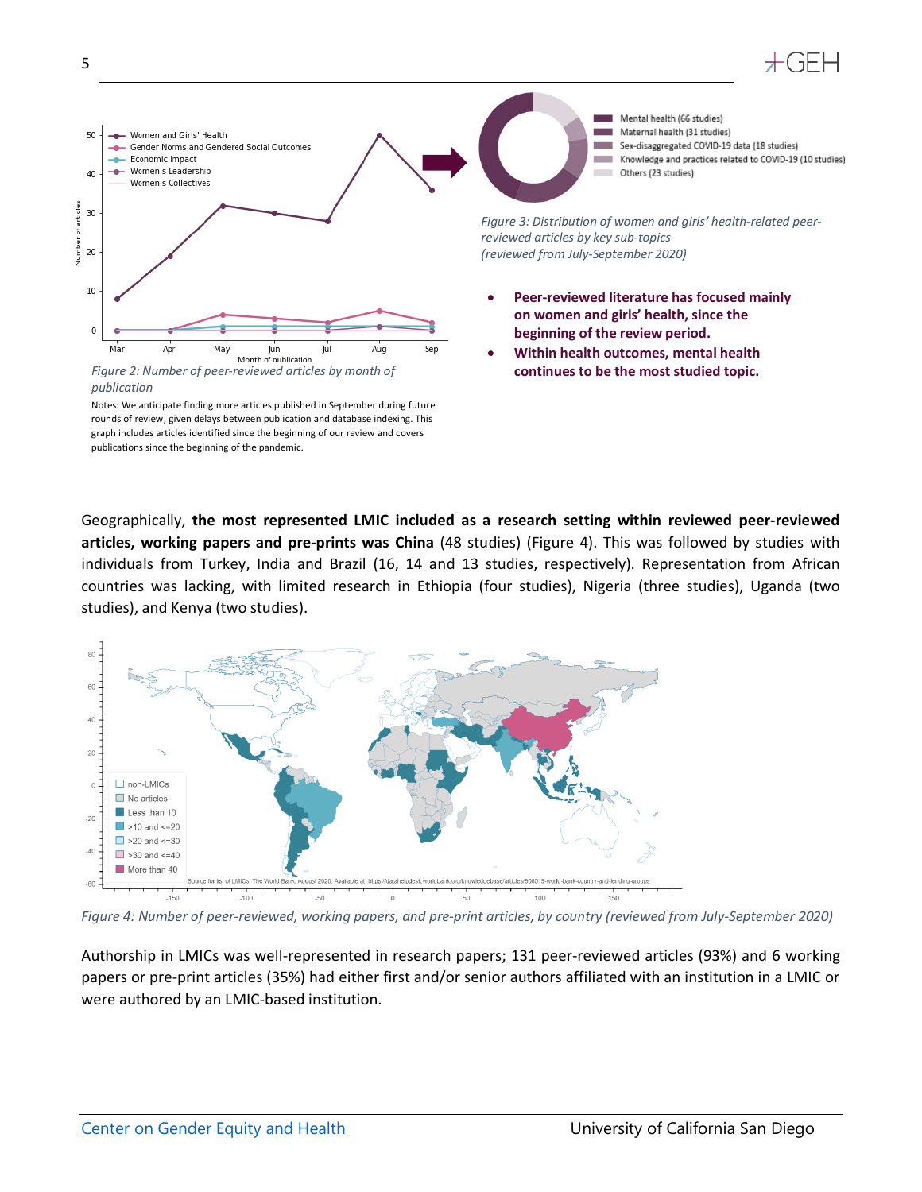Figure 2: Number of peer-reviewed articles by month of publication

Notes: We anticipate finding more articles published in September during future rounds of review, given delays between publication and database indexing. This graph includes articles identified since the beginning of our review and covers publications since the beginning of the pandemic.

Figure 3: Distribution of women and girls' health-related peer-reviewed articles by key sub-topics (reviewed from July-September 2020)

- **Peer-reviewed literature has focused mainly on women and girls' health, since the beginning of the review period.**
- **Within health outcomes, mental health continues to be the most studied topic.**

Geographically, **the most represented LMIC included as a research setting within reviewed peer-reviewed articles, working papers and pre-prints was China** (48 studies) (Figure 4). This was followed by studies with individuals from Turkey, India and Brazil (16, 14 and 13 studies, respectively). Representation from African countries was lacking, with limited research in Ethiopia (four studies), Nigeria (three studies), Uganda (two studies), and Kenya (two studies).

Figure 4: Number of peer-reviewed, working papers, and pre-print articles, by country (reviewed from July-September 2020)

Authorship in LMICs was well-represented in research papers; 131 peer-reviewed articles (93%) and 6 working papers or pre-print articles (35%) had either first and/or senior authors affiliated with an institution in a LMIC or were authored by an LMIC-based institution.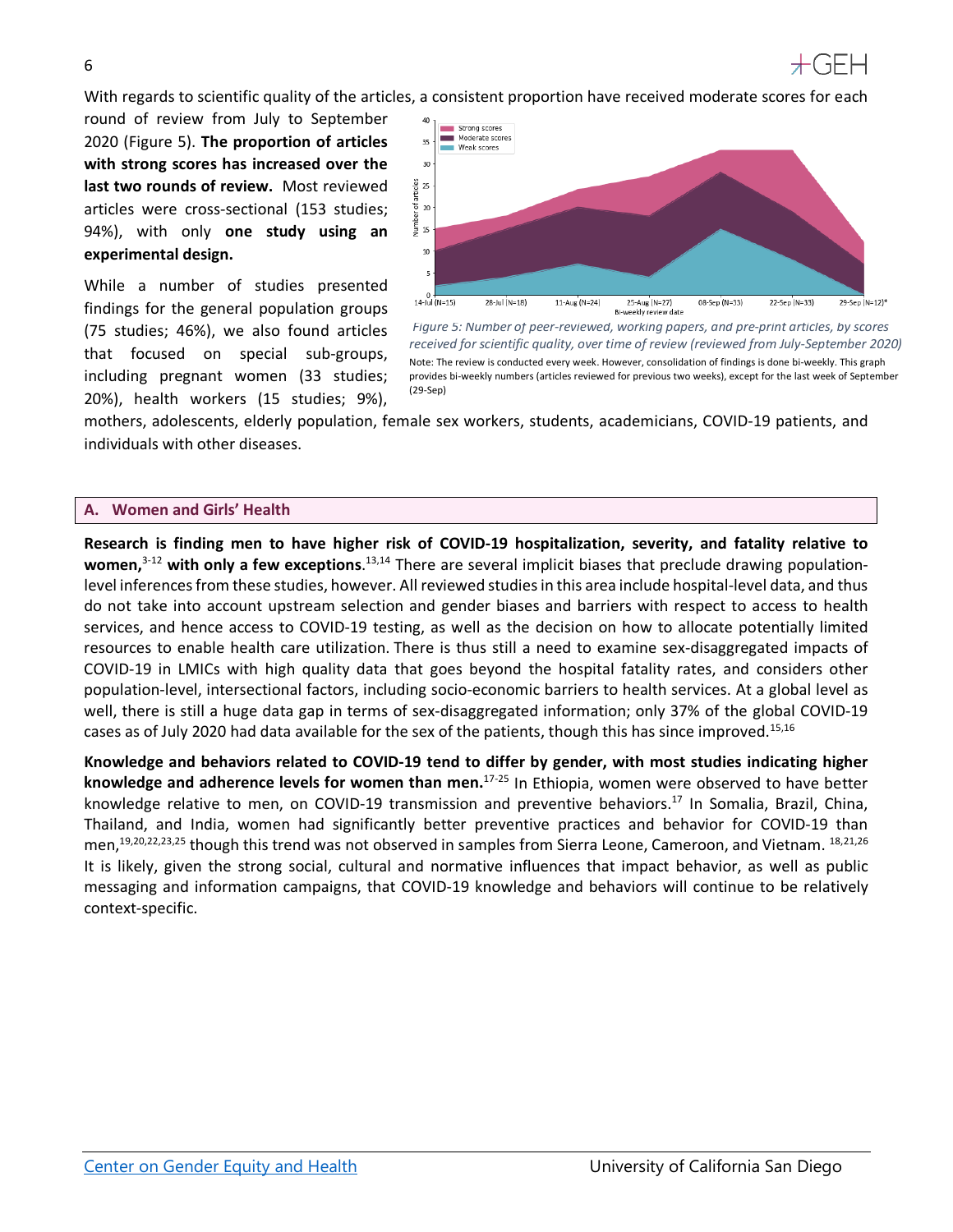With regards to scientific quality of the articles, a consistent proportion have received moderate scores for each round of review from July to September 2020 (Figure 5). **The proportion of articles with strong scores has increased over the last two rounds of review.** Most reviewed articles were cross-sectional (153 studies; 94%), with only **one study using an experimental design.**

While a number of studies presented findings for the general population groups (75 studies; 46%), we also found articles that focused on special sub-groups, including pregnant women (33 studies; 20%), health workers (15 studies; 9%), mothers, adolescents, elderly population, female sex workers, students, academicians, COVID-19 patients, and individuals with other diseases.

*Figure 5: Number of peer-reviewed, working papers, and pre-print articles, by scores received for scientific quality, over time of review (reviewed from July-September 2020)*

Note: The review is conducted every week. However, consolidation of findings is done bi-weekly. This graph provides bi-weekly numbers (articles reviewed for previous two weeks), except for the last week of September (29-Sep)

## A. Women and Girls' Health

**Research is finding men to have higher risk of COVID-19 hospitalization, severity, and fatality relative to women,**[3-12] **with only a few exceptions**.[13,14] There are several implicit biases that preclude drawing population-level inferences from these studies, however. All reviewed studies in this area include hospital-level data, and thus do not take into account upstream selection and gender biases and barriers with respect to access to health services, and hence access to COVID-19 testing, as well as the decision on how to allocate potentially limited resources to enable health care utilization. There is thus still a need to examine sex-disaggregated impacts of COVID-19 in LMICs with high quality data that goes beyond the hospital fatality rates, and considers other population-level, intersectional factors, including socio-economic barriers to health services. At a global level as well, there is still a huge data gap in terms of sex-disaggregated information; only 37% of the global COVID-19 cases as of July 2020 had data available for the sex of the patients, though this has since improved.[15,16]

**Knowledge and behaviors related to COVID-19 tend to differ by gender, with most studies indicating higher knowledge and adherence levels for women than men.**[17-25] In Ethiopia, women were observed to have better knowledge relative to men, on COVID-19 transmission and preventive behaviors.[17] In Somalia, Brazil, China, Thailand, and India, women had significantly better preventive practices and behavior for COVID-19 than men,[19,20,22,23,25] though this trend was not observed in samples from Sierra Leone, Cameroon, and Vietnam.[18,21,26] It is likely, given the strong social, cultural and normative influences that impact behavior, as well as public messaging and information campaigns, that COVID-19 knowledge and behaviors will continue to be relatively context-specific.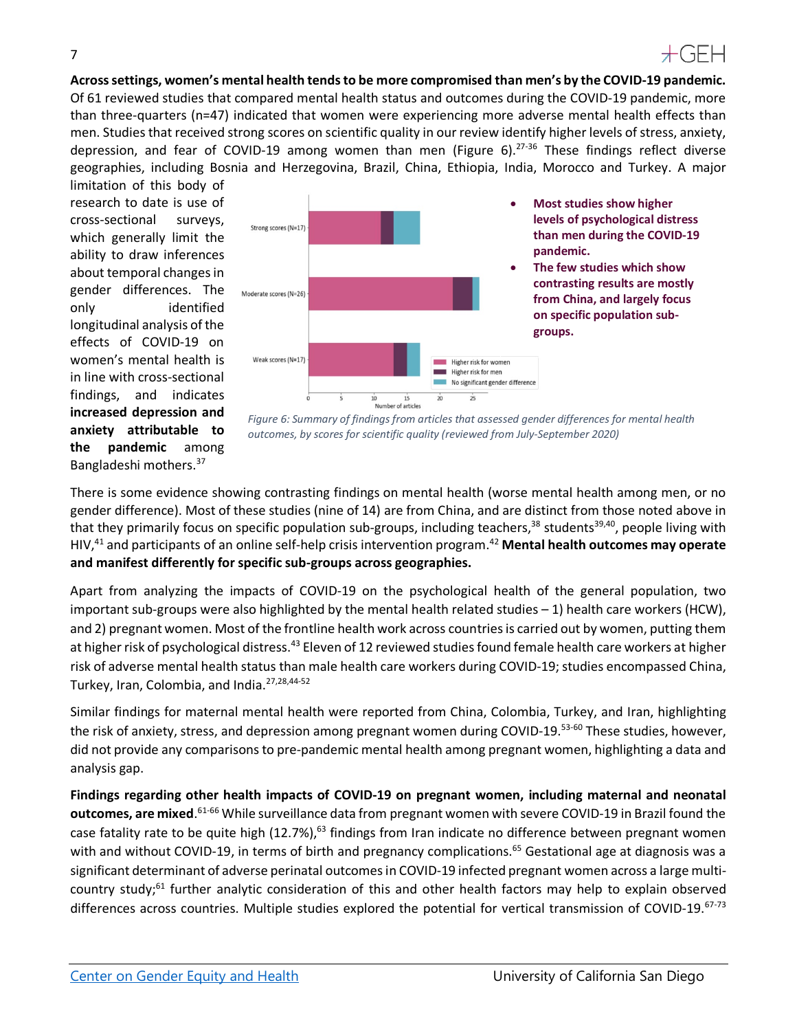**Across settings, women's mental health tends to be more compromised than men's by the COVID-19 pandemic.** Of 61 reviewed studies that compared mental health status and outcomes during the COVID-19 pandemic, more than three-quarters (n=47) indicated that women were experiencing more adverse mental health effects than men. Studies that received strong scores on scientific quality in our review identify higher levels of stress, anxiety, depression, and fear of COVID-19 among women than men (Figure 6).[27-36] These findings reflect diverse geographies, including Bosnia and Herzegovina, Brazil, China, Ethiopia, India, Morocco and Turkey. A major limitation of this body of research to date is use of cross-sectional surveys, which generally limit the ability to draw inferences about temporal changes in gender differences. The only identified longitudinal analysis of the effects of COVID-19 on women's mental health is in line with cross-sectional findings, and indicates **increased depression and anxiety attributable to the pandemic** among Bangladeshi mothers.[37]

- **Most studies show higher levels of psychological distress than men during the COVID-19 pandemic.**
- **The few studies which show contrasting results are mostly from China, and largely focus on specific population sub-groups.**

*Figure 6: Summary of findings from articles that assessed gender differences for mental health outcomes, by scores for scientific quality (reviewed from July-September 2020)*

There is some evidence showing contrasting findings on mental health (worse mental health among men, or no gender difference). Most of these studies (nine of 14) are from China, and are distinct from those noted above in that they primarily focus on specific population sub-groups, including teachers,[38] students[39,40], people living with HIV,[41] and participants of an online self-help crisis intervention program.[42] **Mental health outcomes may operate and manifest differently for specific sub-groups across geographies.**

Apart from analyzing the impacts of COVID-19 on the psychological health of the general population, two important sub-groups were also highlighted by the mental health related studies – 1) health care workers (HCW), and 2) pregnant women. Most of the frontline health work across countries is carried out by women, putting them at higher risk of psychological distress.[43] Eleven of 12 reviewed studies found female health care workers at higher risk of adverse mental health status than male health care workers during COVID-19; studies encompassed China, Turkey, Iran, Colombia, and India.[27,28,44-52]

Similar findings for maternal mental health were reported from China, Colombia, Turkey, and Iran, highlighting the risk of anxiety, stress, and depression among pregnant women during COVID-19.[53-60] These studies, however, did not provide any comparisons to pre-pandemic mental health among pregnant women, highlighting a data and analysis gap.

**Findings regarding other health impacts of COVID-19 on pregnant women, including maternal and neonatal outcomes, are mixed.**[61-66] While surveillance data from pregnant women with severe COVID-19 in Brazil found the case fatality rate to be quite high (12.7%),[63] findings from Iran indicate no difference between pregnant women with and without COVID-19, in terms of birth and pregnancy complications.[65] Gestational age at diagnosis was a significant determinant of adverse perinatal outcomes in COVID-19 infected pregnant women across a large multi-country study;[61] further analytic consideration of this and other health factors may help to explain observed differences across countries. Multiple studies explored the potential for vertical transmission of COVID-19.[67-73]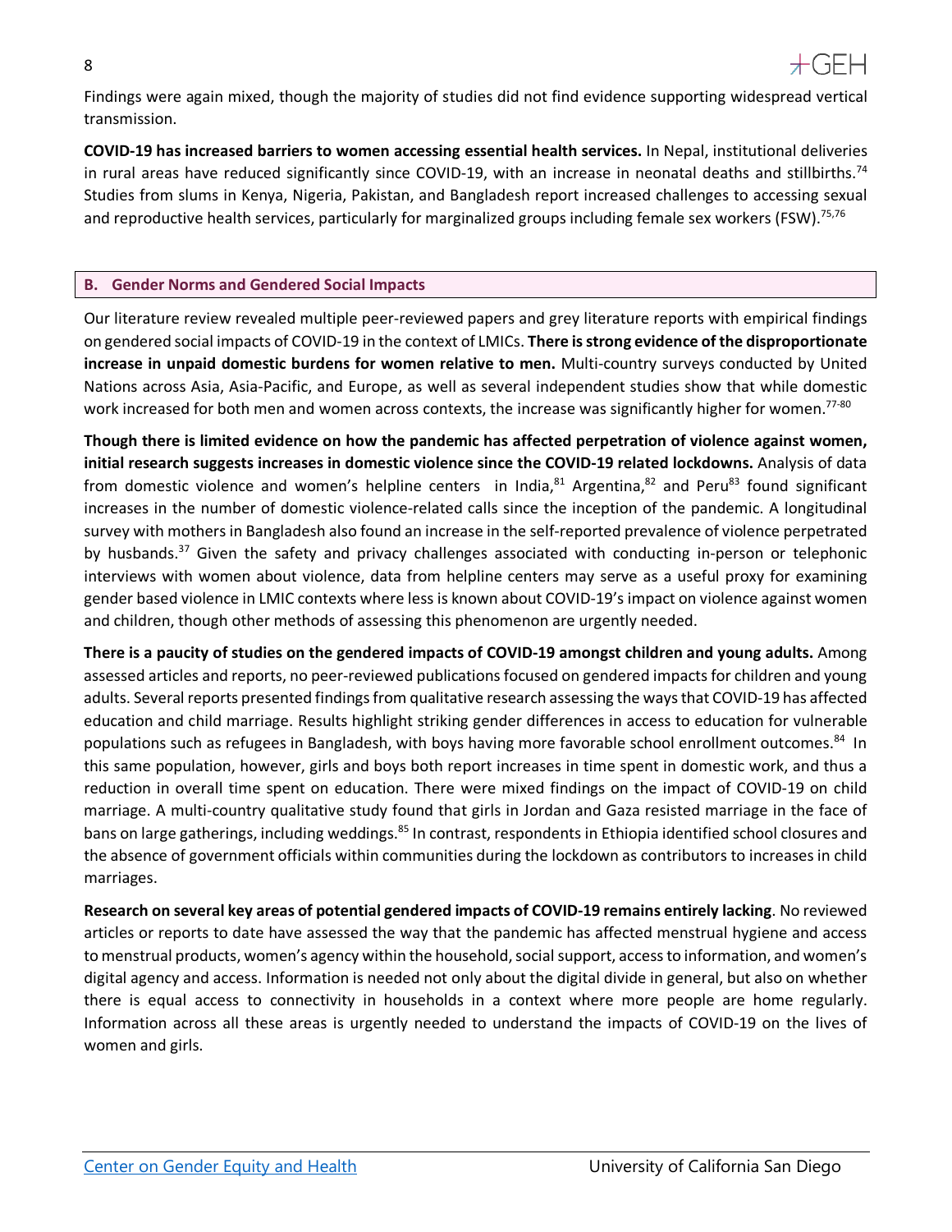Findings were again mixed, though the majority of studies did not find evidence supporting widespread vertical transmission.

**COVID-19 has increased barriers to women accessing essential health services.** In Nepal, institutional deliveries in rural areas have reduced significantly since COVID-19, with an increase in neonatal deaths and stillbirths.[74] Studies from slums in Kenya, Nigeria, Pakistan, and Bangladesh report increased challenges to accessing sexual and reproductive health services, particularly for marginalized groups including female sex workers (FSW).[75,76]

## B. Gender Norms and Gendered Social Impacts

Our literature review revealed multiple peer-reviewed papers and grey literature reports with empirical findings on gendered social impacts of COVID-19 in the context of LMICs. **There is strong evidence of the disproportionate increase in unpaid domestic burdens for women relative to men.** Multi-country surveys conducted by United Nations across Asia, Asia-Pacific, and Europe, as well as several independent studies show that while domestic work increased for both men and women across contexts, the increase was significantly higher for women.[77-80]

**Though there is limited evidence on how the pandemic has affected perpetration of violence against women, initial research suggests increases in domestic violence since the COVID-19 related lockdowns.** Analysis of data from domestic violence and women's helpline centers in India,[81] Argentina,[82] and Peru[83] found significant increases in the number of domestic violence-related calls since the inception of the pandemic. A longitudinal survey with mothers in Bangladesh also found an increase in the self-reported prevalence of violence perpetrated by husbands.[37] Given the safety and privacy challenges associated with conducting in-person or telephonic interviews with women about violence, data from helpline centers may serve as a useful proxy for examining gender based violence in LMIC contexts where less is known about COVID-19's impact on violence against women and children, though other methods of assessing this phenomenon are urgently needed.

**There is a paucity of studies on the gendered impacts of COVID-19 amongst children and young adults.** Among assessed articles and reports, no peer-reviewed publications focused on gendered impacts for children and young adults. Several reports presented findings from qualitative research assessing the ways that COVID-19 has affected education and child marriage. Results highlight striking gender differences in access to education for vulnerable populations such as refugees in Bangladesh, with boys having more favorable school enrollment outcomes.[84] In this same population, however, girls and boys both report increases in time spent in domestic work, and thus a reduction in overall time spent on education. There were mixed findings on the impact of COVID-19 on child marriage. A multi-country qualitative study found that girls in Jordan and Gaza resisted marriage in the face of bans on large gatherings, including weddings.[85] In contrast, respondents in Ethiopia identified school closures and the absence of government officials within communities during the lockdown as contributors to increases in child marriages.

**Research on several key areas of potential gendered impacts of COVID-19 remains entirely lacking**. No reviewed articles or reports to date have assessed the way that the pandemic has affected menstrual hygiene and access to menstrual products, women's agency within the household, social support, access to information, and women's digital agency and access. Information is needed not only about the digital divide in general, but also on whether there is equal access to connectivity in households in a context where more people are home regularly. Information across all these areas is urgently needed to understand the impacts of COVID-19 on the lives of women and girls.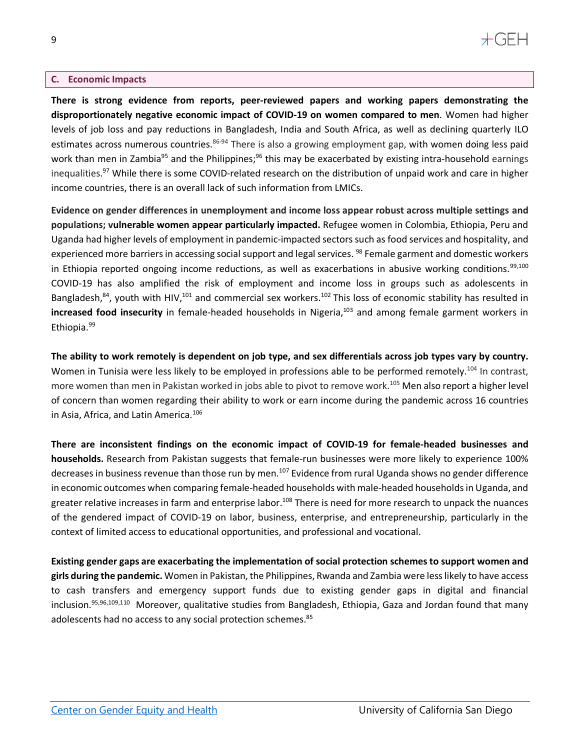## C. Economic Impacts

**There is strong evidence from reports, peer-reviewed papers and working papers demonstrating the disproportionately negative economic impact of COVID-19 on women compared to men**. Women had higher levels of job loss and pay reductions in Bangladesh, India and South Africa, as well as declining quarterly ILO estimates across numerous countries.[86-94] There is also a growing employment gap, with women doing less paid work than men in Zambia[95] and the Philippines;[96] this may be exacerbated by existing intra-household earnings inequalities.[97] While there is some COVID-related research on the distribution of unpaid work and care in higher income countries, there is an overall lack of such information from LMICs.

**Evidence on gender differences in unemployment and income loss appear robust across multiple settings and populations; vulnerable women appear particularly impacted.** Refugee women in Colombia, Ethiopia, Peru and Uganda had higher levels of employment in pandemic-impacted sectors such as food services and hospitality, and experienced more barriers in accessing social support and legal services. [98] Female garment and domestic workers in Ethiopia reported ongoing income reductions, as well as exacerbations in abusive working conditions.[99,100] COVID-19 has also amplified the risk of employment and income loss in groups such as adolescents in Bangladesh,[84], youth with HIV,[101] and commercial sex workers.[102] This loss of economic stability has resulted in **increased food insecurity** in female-headed households in Nigeria,[103] and among female garment workers in Ethiopia.[99]

**The ability to work remotely is dependent on job type, and sex differentials across job types vary by country.** Women in Tunisia were less likely to be employed in professions able to be performed remotely.[104] In contrast, more women than men in Pakistan worked in jobs able to pivot to remove work.[105] Men also report a higher level of concern than women regarding their ability to work or earn income during the pandemic across 16 countries in Asia, Africa, and Latin America.[106]

**There are inconsistent findings on the economic impact of COVID-19 for female-headed businesses and households.** Research from Pakistan suggests that female-run businesses were more likely to experience 100% decreases in business revenue than those run by men.[107] Evidence from rural Uganda shows no gender difference in economic outcomes when comparing female-headed households with male-headed households in Uganda, and greater relative increases in farm and enterprise labor.[108] There is need for more research to unpack the nuances of the gendered impact of COVID-19 on labor, business, enterprise, and entrepreneurship, particularly in the context of limited access to educational opportunities, and professional and vocational.

**Existing gender gaps are exacerbating the implementation of social protection schemes to support women and girls during the pandemic.** Women in Pakistan, the Philippines, Rwanda and Zambia were less likely to have access to cash transfers and emergency support funds due to existing gender gaps in digital and financial inclusion.[95,96,109,110] Moreover, qualitative studies from Bangladesh, Ethiopia, Gaza and Jordan found that many adolescents had no access to any social protection schemes.[85]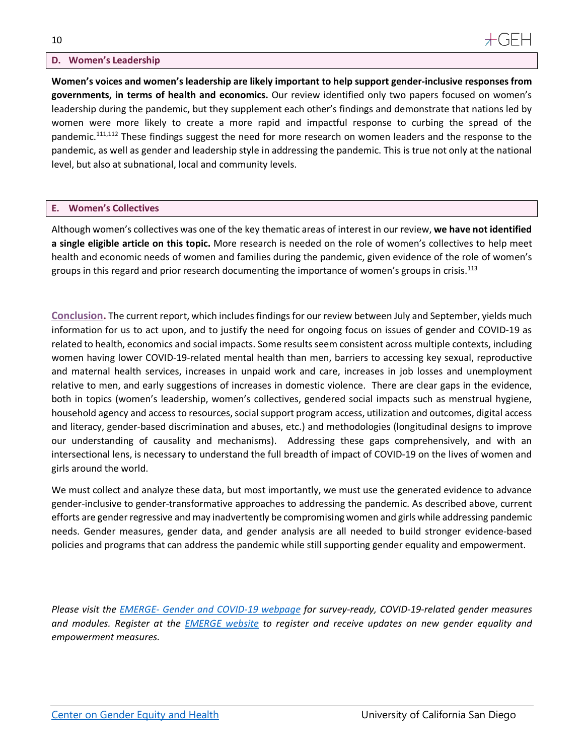### D. Women's Leadership

**Women's voices and women's leadership are likely important to help support gender-inclusive responses from governments, in terms of health and economics.** Our review identified only two papers focused on women's leadership during the pandemic, but they supplement each other's findings and demonstrate that nations led by women were more likely to create a more rapid and impactful response to curbing the spread of the pandemic.[111,112] These findings suggest the need for more research on women leaders and the response to the pandemic, as well as gender and leadership style in addressing the pandemic. This is true not only at the national level, but also at subnational, local and community levels.

### E. Women's Collectives

Although women's collectives was one of the key thematic areas of interest in our review, **we have not identified a single eligible article on this topic.** More research is needed on the role of women's collectives to help meet health and economic needs of women and families during the pandemic, given evidence of the role of women's groups in this regard and prior research documenting the importance of women's groups in crisis.[113]

**Conclusion.** The current report, which includes findings for our review between July and September, yields much information for us to act upon, and to justify the need for ongoing focus on issues of gender and COVID-19 as related to health, economics and social impacts. Some results seem consistent across multiple contexts, including women having lower COVID-19-related mental health than men, barriers to accessing key sexual, reproductive and maternal health services, increases in unpaid work and care, increases in job losses and unemployment relative to men, and early suggestions of increases in domestic violence. There are clear gaps in the evidence, both in topics (women's leadership, women's collectives, gendered social impacts such as menstrual hygiene, household agency and access to resources, social support program access, utilization and outcomes, digital access and literacy, gender-based discrimination and abuses, etc.) and methodologies (longitudinal designs to improve our understanding of causality and mechanisms). Addressing these gaps comprehensively, and with an intersectional lens, is necessary to understand the full breadth of impact of COVID-19 on the lives of women and girls around the world.

We must collect and analyze these data, but most importantly, we must use the generated evidence to advance gender-inclusive to gender-transformative approaches to addressing the pandemic. As described above, current efforts are gender regressive and may inadvertently be compromising women and girls while addressing pandemic needs. Gender measures, gender data, and gender analysis are all needed to build stronger evidence-based policies and programs that can address the pandemic while still supporting gender equality and empowerment.

*Please visit the EMERGE- Gender and COVID-19 webpage for survey-ready, COVID-19-related gender measures and modules. Register at the EMERGE website to register and receive updates on new gender equality and empowerment measures.*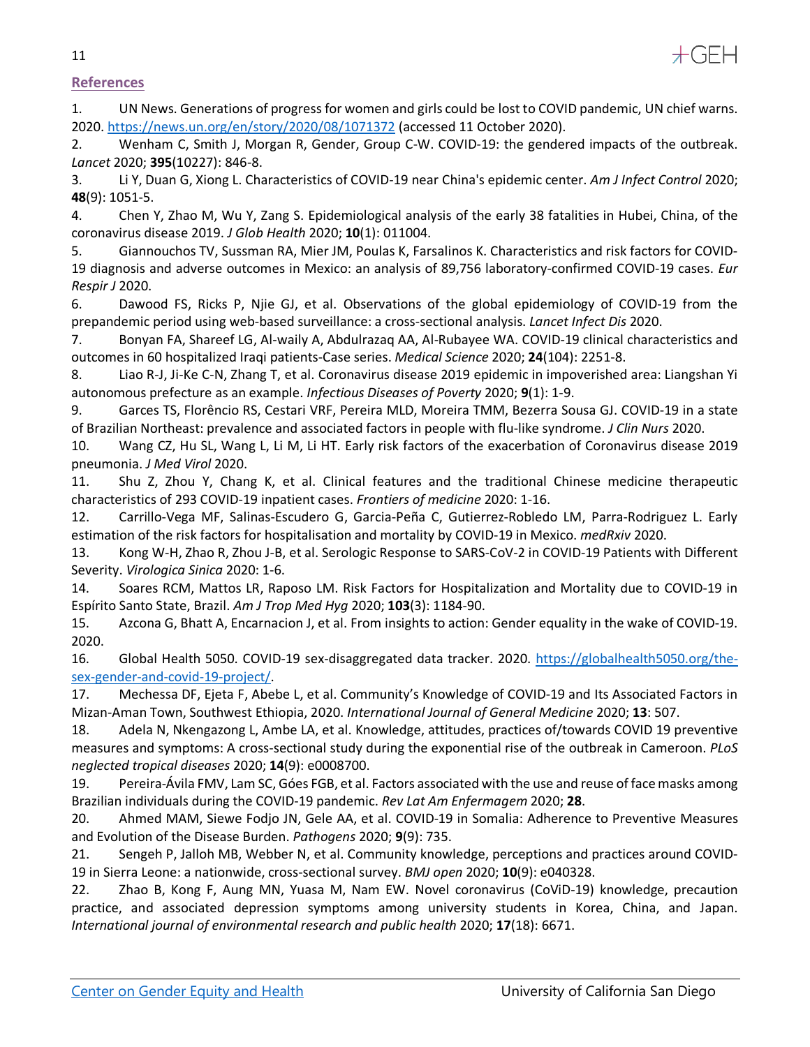## References

1. UN News. Generations of progress for women and girls could be lost to COVID pandemic, UN chief warns. 2020. https://news.un.org/en/story/2020/08/1071372 (accessed 11 October 2020).
2. Wenham C, Smith J, Morgan R, Gender, Group C-W. COVID-19: the gendered impacts of the outbreak. *Lancet* 2020; **395**(10227): 846-8.
3. Li Y, Duan G, Xiong L. Characteristics of COVID-19 near China's epidemic center. *Am J Infect Control* 2020; **48**(9): 1051-5.
4. Chen Y, Zhao M, Wu Y, Zang S. Epidemiological analysis of the early 38 fatalities in Hubei, China, of the coronavirus disease 2019. *J Glob Health* 2020; **10**(1): 011004.
5. Giannouchos TV, Sussman RA, Mier JM, Poulas K, Farsalinos K. Characteristics and risk factors for COVID-19 diagnosis and adverse outcomes in Mexico: an analysis of 89,756 laboratory-confirmed COVID-19 cases. *Eur Respir J* 2020.
6. Dawood FS, Ricks P, Njie GJ, et al. Observations of the global epidemiology of COVID-19 from the prepandemic period using web-based surveillance: a cross-sectional analysis. *Lancet Infect Dis* 2020.
7. Bonyan FA, Shareef LG, Al-waily A, Abdulrazaq AA, Al-Rubayee WA. COVID-19 clinical characteristics and outcomes in 60 hospitalized Iraqi patients-Case series. *Medical Science* 2020; **24**(104): 2251-8.
8. Liao R-J, Ji-Ke C-N, Zhang T, et al. Coronavirus disease 2019 epidemic in impoverished area: Liangshan Yi autonomous prefecture as an example. *Infectious Diseases of Poverty* 2020; **9**(1): 1-9.
9. Garces TS, Florêncio RS, Cestari VRF, Pereira MLD, Moreira TMM, Bezerra Sousa GJ. COVID-19 in a state of Brazilian Northeast: prevalence and associated factors in people with flu-like syndrome. *J Clin Nurs* 2020.
10. Wang CZ, Hu SL, Wang L, Li M, Li HT. Early risk factors of the exacerbation of Coronavirus disease 2019 pneumonia. *J Med Virol* 2020.
11. Shu Z, Zhou Y, Chang K, et al. Clinical features and the traditional Chinese medicine therapeutic characteristics of 293 COVID-19 inpatient cases. *Frontiers of medicine* 2020: 1-16.
12. Carrillo-Vega MF, Salinas-Escudero G, Garcia-Peña C, Gutierrez-Robledo LM, Parra-Rodriguez L. Early estimation of the risk factors for hospitalisation and mortality by COVID-19 in Mexico. *medRxiv* 2020.
13. Kong W-H, Zhao R, Zhou J-B, et al. Serologic Response to SARS-CoV-2 in COVID-19 Patients with Different Severity. *Virologica Sinica* 2020: 1-6.
14. Soares RCM, Mattos LR, Raposo LM. Risk Factors for Hospitalization and Mortality due to COVID-19 in Espírito Santo State, Brazil. *Am J Trop Med Hyg* 2020; **103**(3): 1184-90.
15. Azcona G, Bhatt A, Encarnacion J, et al. From insights to action: Gender equality in the wake of COVID-19. 2020.
16. Global Health 5050. COVID-19 sex-disaggregated data tracker. 2020. https://globalhealth5050.org/the-sex-gender-and-covid-19-project/.
17. Mechessa DF, Ejeta F, Abebe L, et al. Community's Knowledge of COVID-19 and Its Associated Factors in Mizan-Aman Town, Southwest Ethiopia, 2020. *International Journal of General Medicine* 2020; **13**: 507.
18. Adela N, Nkengazong L, Ambe LA, et al. Knowledge, attitudes, practices of/towards COVID 19 preventive measures and symptoms: A cross-sectional study during the exponential rise of the outbreak in Cameroon. *PLoS neglected tropical diseases* 2020; **14**(9): e0008700.
19. Pereira-Ávila FMV, Lam SC, Góes FGB, et al. Factors associated with the use and reuse of face masks among Brazilian individuals during the COVID-19 pandemic. *Rev Lat Am Enfermagem* 2020; **28**.
20. Ahmed MAM, Siewe Fodjo JN, Gele AA, et al. COVID-19 in Somalia: Adherence to Preventive Measures and Evolution of the Disease Burden. *Pathogens* 2020; **9**(9): 735.
21. Sengeh P, Jalloh MB, Webber N, et al. Community knowledge, perceptions and practices around COVID-19 in Sierra Leone: a nationwide, cross-sectional survey. *BMJ open* 2020; **10**(9): e040328.
22. Zhao B, Kong F, Aung MN, Yuasa M, Nam EW. Novel coronavirus (CoViD-19) knowledge, precaution practice, and associated depression symptoms among university students in Korea, China, and Japan. *International journal of environmental research and public health* 2020; **17**(18): 6671.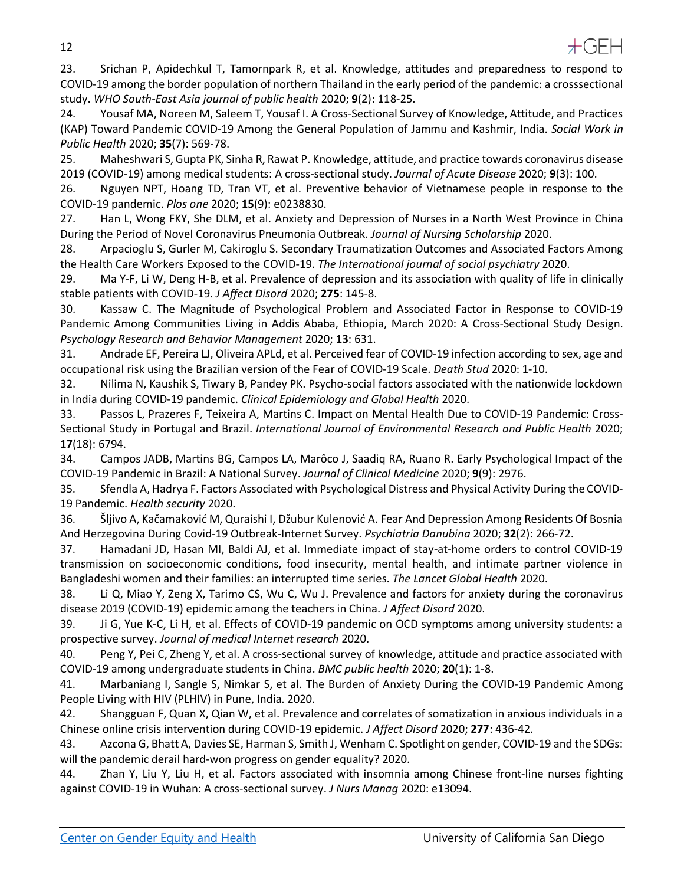23. Srichan P, Apidechkul T, Tamornpark R, et al. Knowledge, attitudes and preparedness to respond to COVID-19 among the border population of northern Thailand in the early period of the pandemic: a crosssectional study. *WHO South-East Asia journal of public health* 2020; **9**(2): 118-25.

24. Yousaf MA, Noreen M, Saleem T, Yousaf I. A Cross-Sectional Survey of Knowledge, Attitude, and Practices (KAP) Toward Pandemic COVID-19 Among the General Population of Jammu and Kashmir, India. *Social Work in Public Health* 2020; **35**(7): 569-78.

25. Maheshwari S, Gupta PK, Sinha R, Rawat P. Knowledge, attitude, and practice towards coronavirus disease 2019 (COVID-19) among medical students: A cross-sectional study. *Journal of Acute Disease* 2020; **9**(3): 100.

26. Nguyen NPT, Hoang TD, Tran VT, et al. Preventive behavior of Vietnamese people in response to the COVID-19 pandemic. *Plos one* 2020; **15**(9): e0238830.

27. Han L, Wong FKY, She DLM, et al. Anxiety and Depression of Nurses in a North West Province in China During the Period of Novel Coronavirus Pneumonia Outbreak. *Journal of Nursing Scholarship* 2020.

28. Arpacioglu S, Gurler M, Cakiroglu S. Secondary Traumatization Outcomes and Associated Factors Among the Health Care Workers Exposed to the COVID-19. *The International journal of social psychiatry* 2020.

29. Ma Y-F, Li W, Deng H-B, et al. Prevalence of depression and its association with quality of life in clinically stable patients with COVID-19. *J Affect Disord* 2020; **275**: 145-8.

30. Kassaw C. The Magnitude of Psychological Problem and Associated Factor in Response to COVID-19 Pandemic Among Communities Living in Addis Ababa, Ethiopia, March 2020: A Cross-Sectional Study Design. *Psychology Research and Behavior Management* 2020; **13**: 631.

31. Andrade EF, Pereira LJ, Oliveira APLd, et al. Perceived fear of COVID-19 infection according to sex, age and occupational risk using the Brazilian version of the Fear of COVID-19 Scale. *Death Stud* 2020: 1-10.

32. Nilima N, Kaushik S, Tiwary B, Pandey PK. Psycho-social factors associated with the nationwide lockdown in India during COVID-19 pandemic. *Clinical Epidemiology and Global Health* 2020.

33. Passos L, Prazeres F, Teixeira A, Martins C. Impact on Mental Health Due to COVID-19 Pandemic: Cross-Sectional Study in Portugal and Brazil. *International Journal of Environmental Research and Public Health* 2020; **17**(18): 6794.

34. Campos JADB, Martins BG, Campos LA, Marôco J, Saadiq RA, Ruano R. Early Psychological Impact of the COVID-19 Pandemic in Brazil: A National Survey. *Journal of Clinical Medicine* 2020; **9**(9): 2976.

35. Sfendla A, Hadrya F. Factors Associated with Psychological Distress and Physical Activity During the COVID-19 Pandemic. *Health security* 2020.

36. Šljivo A, Kačamaković M, Quraishi I, Džubur Kulenović A. Fear And Depression Among Residents Of Bosnia And Herzegovina During Covid-19 Outbreak-Internet Survey. *Psychiatria Danubina* 2020; **32**(2): 266-72.

37. Hamadani JD, Hasan MI, Baldi AJ, et al. Immediate impact of stay-at-home orders to control COVID-19 transmission on socioeconomic conditions, food insecurity, mental health, and intimate partner violence in Bangladeshi women and their families: an interrupted time series. *The Lancet Global Health* 2020.

38. Li Q, Miao Y, Zeng X, Tarimo CS, Wu C, Wu J. Prevalence and factors for anxiety during the coronavirus disease 2019 (COVID-19) epidemic among the teachers in China. *J Affect Disord* 2020.

39. Ji G, Yue K-C, Li H, et al. Effects of COVID-19 pandemic on OCD symptoms among university students: a prospective survey. *Journal of medical Internet research* 2020.

40. Peng Y, Pei C, Zheng Y, et al. A cross-sectional survey of knowledge, attitude and practice associated with COVID-19 among undergraduate students in China. *BMC public health* 2020; **20**(1): 1-8.

41. Marbaniang I, Sangle S, Nimkar S, et al. The Burden of Anxiety During the COVID-19 Pandemic Among People Living with HIV (PLHIV) in Pune, India. 2020.

42. Shangguan F, Quan X, Qian W, et al. Prevalence and correlates of somatization in anxious individuals in a Chinese online crisis intervention during COVID-19 epidemic. *J Affect Disord* 2020; **277**: 436-42.

43. Azcona G, Bhatt A, Davies SE, Harman S, Smith J, Wenham C. Spotlight on gender, COVID-19 and the SDGs: will the pandemic derail hard-won progress on gender equality? 2020.

44. Zhan Y, Liu Y, Liu H, et al. Factors associated with insomnia among Chinese front-line nurses fighting against COVID-19 in Wuhan: A cross-sectional survey. *J Nurs Manag* 2020: e13094.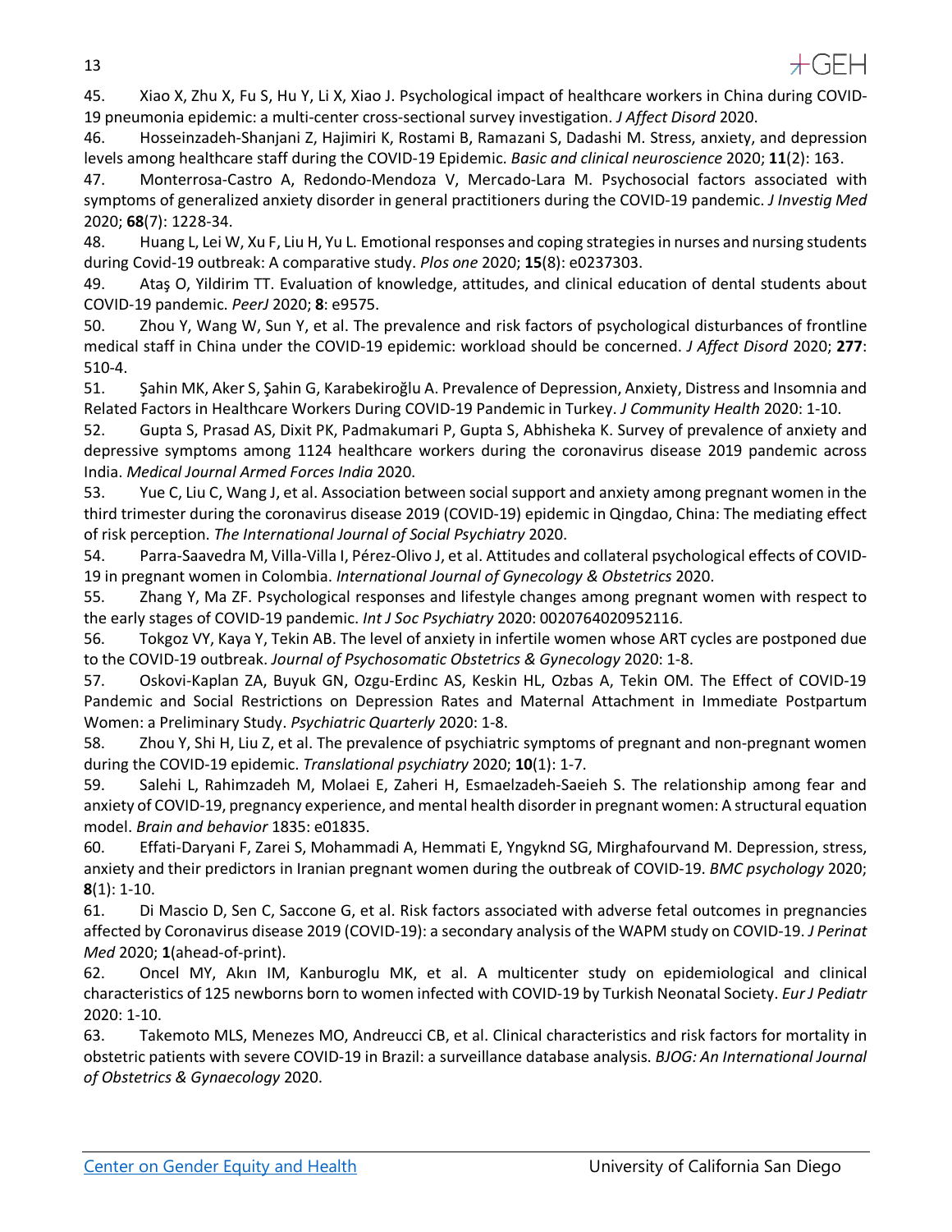45. Xiao X, Zhu X, Fu S, Hu Y, Li X, Xiao J. Psychological impact of healthcare workers in China during COVID-19 pneumonia epidemic: a multi-center cross-sectional survey investigation. *J Affect Disord* 2020.

46. Hosseinzadeh-Shanjani Z, Hajimiri K, Rostami B, Ramazani S, Dadashi M. Stress, anxiety, and depression levels among healthcare staff during the COVID-19 Epidemic. *Basic and clinical neuroscience* 2020; **11**(2): 163.

47. Monterrosa-Castro A, Redondo-Mendoza V, Mercado-Lara M. Psychosocial factors associated with symptoms of generalized anxiety disorder in general practitioners during the COVID-19 pandemic. *J Investig Med* 2020; **68**(7): 1228-34.

48. Huang L, Lei W, Xu F, Liu H, Yu L. Emotional responses and coping strategies in nurses and nursing students during Covid-19 outbreak: A comparative study. *Plos one* 2020; **15**(8): e0237303.

49. Ataş O, Yildirim TT. Evaluation of knowledge, attitudes, and clinical education of dental students about COVID-19 pandemic. *PeerJ* 2020; **8**: e9575.

50. Zhou Y, Wang W, Sun Y, et al. The prevalence and risk factors of psychological disturbances of frontline medical staff in China under the COVID-19 epidemic: workload should be concerned. *J Affect Disord* 2020; **277**: 510-4.

51. Şahin MK, Aker S, Şahin G, Karabekiroğlu A. Prevalence of Depression, Anxiety, Distress and Insomnia and Related Factors in Healthcare Workers During COVID-19 Pandemic in Turkey. *J Community Health* 2020: 1-10.

52. Gupta S, Prasad AS, Dixit PK, Padmakumari P, Gupta S, Abhisheka K. Survey of prevalence of anxiety and depressive symptoms among 1124 healthcare workers during the coronavirus disease 2019 pandemic across India. *Medical Journal Armed Forces India* 2020.

53. Yue C, Liu C, Wang J, et al. Association between social support and anxiety among pregnant women in the third trimester during the coronavirus disease 2019 (COVID-19) epidemic in Qingdao, China: The mediating effect of risk perception. *The International Journal of Social Psychiatry* 2020.

54. Parra-Saavedra M, Villa-Villa I, Pérez-Olivo J, et al. Attitudes and collateral psychological effects of COVID-19 in pregnant women in Colombia. *International Journal of Gynecology & Obstetrics* 2020.

55. Zhang Y, Ma ZF. Psychological responses and lifestyle changes among pregnant women with respect to the early stages of COVID-19 pandemic. *Int J Soc Psychiatry* 2020: 0020764020952116.

56. Tokgoz VY, Kaya Y, Tekin AB. The level of anxiety in infertile women whose ART cycles are postponed due to the COVID-19 outbreak. *Journal of Psychosomatic Obstetrics & Gynecology* 2020: 1-8.

57. Oskovi-Kaplan ZA, Buyuk GN, Ozgu-Erdinc AS, Keskin HL, Ozbas A, Tekin OM. The Effect of COVID-19 Pandemic and Social Restrictions on Depression Rates and Maternal Attachment in Immediate Postpartum Women: a Preliminary Study. *Psychiatric Quarterly* 2020: 1-8.

58. Zhou Y, Shi H, Liu Z, et al. The prevalence of psychiatric symptoms of pregnant and non-pregnant women during the COVID-19 epidemic. *Translational psychiatry* 2020; **10**(1): 1-7.

59. Salehi L, Rahimzadeh M, Molaei E, Zaheri H, Esmaelzadeh-Saeieh S. The relationship among fear and anxiety of COVID-19, pregnancy experience, and mental health disorder in pregnant women: A structural equation model. *Brain and behavior* 1835: e01835.

60. Effati-Daryani F, Zarei S, Mohammadi A, Hemmati E, Yngyknd SG, Mirghafourvand M. Depression, stress, anxiety and their predictors in Iranian pregnant women during the outbreak of COVID-19. *BMC psychology* 2020; **8**(1): 1-10.

61. Di Mascio D, Sen C, Saccone G, et al. Risk factors associated with adverse fetal outcomes in pregnancies affected by Coronavirus disease 2019 (COVID-19): a secondary analysis of the WAPM study on COVID-19. *J Perinat Med* 2020; **1**(ahead-of-print).

62. Oncel MY, Akın IM, Kanburoglu MK, et al. A multicenter study on epidemiological and clinical characteristics of 125 newborns born to women infected with COVID-19 by Turkish Neonatal Society. *Eur J Pediatr* 2020: 1-10.

63. Takemoto MLS, Menezes MO, Andreucci CB, et al. Clinical characteristics and risk factors for mortality in obstetric patients with severe COVID-19 in Brazil: a surveillance database analysis. *BJOG: An International Journal of Obstetrics & Gynaecology* 2020.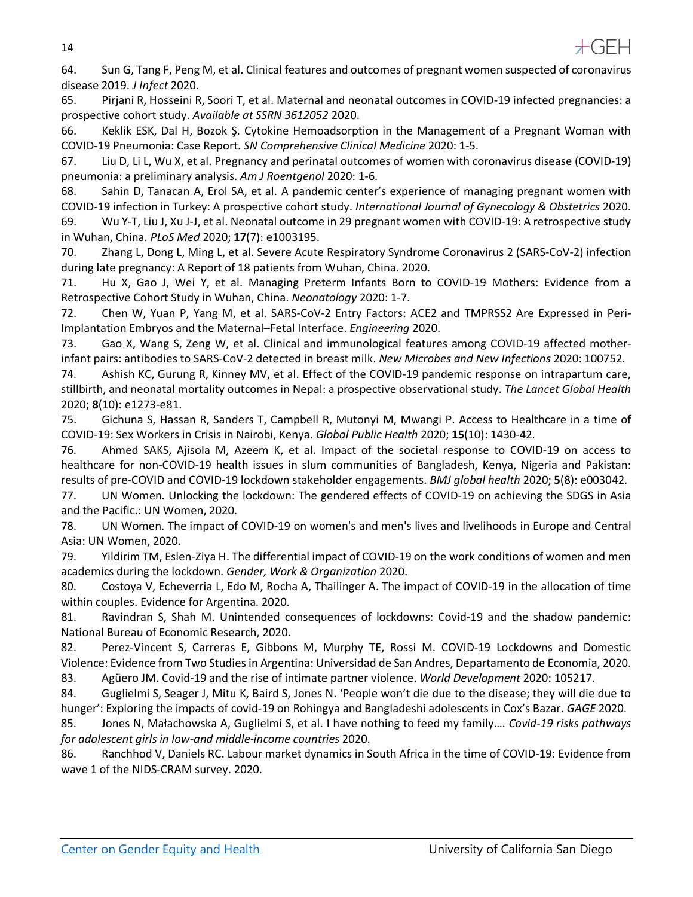64. Sun G, Tang F, Peng M, et al. Clinical features and outcomes of pregnant women suspected of coronavirus disease 2019. *J Infect* 2020.

65. Pirjani R, Hosseini R, Soori T, et al. Maternal and neonatal outcomes in COVID-19 infected pregnancies: a prospective cohort study. *Available at SSRN 3612052* 2020.

66. Keklik ESK, Dal H, Bozok Ş. Cytokine Hemoadsorption in the Management of a Pregnant Woman with COVID-19 Pneumonia: Case Report. *SN Comprehensive Clinical Medicine* 2020: 1-5.

67. Liu D, Li L, Wu X, et al. Pregnancy and perinatal outcomes of women with coronavirus disease (COVID-19) pneumonia: a preliminary analysis. *Am J Roentgenol* 2020: 1-6.

68. Sahin D, Tanacan A, Erol SA, et al. A pandemic center's experience of managing pregnant women with COVID-19 infection in Turkey: A prospective cohort study. *International Journal of Gynecology & Obstetrics* 2020.

69. Wu Y-T, Liu J, Xu J-J, et al. Neonatal outcome in 29 pregnant women with COVID-19: A retrospective study in Wuhan, China. *PLoS Med* 2020; **17**(7): e1003195.

70. Zhang L, Dong L, Ming L, et al. Severe Acute Respiratory Syndrome Coronavirus 2 (SARS-CoV-2) infection during late pregnancy: A Report of 18 patients from Wuhan, China. 2020.

71. Hu X, Gao J, Wei Y, et al. Managing Preterm Infants Born to COVID-19 Mothers: Evidence from a Retrospective Cohort Study in Wuhan, China. *Neonatology* 2020: 1-7.

72. Chen W, Yuan P, Yang M, et al. SARS-CoV-2 Entry Factors: ACE2 and TMPRSS2 Are Expressed in Peri-Implantation Embryos and the Maternal–Fetal Interface. *Engineering* 2020.

73. Gao X, Wang S, Zeng W, et al. Clinical and immunological features among COVID-19 affected mother-infant pairs: antibodies to SARS-CoV-2 detected in breast milk. *New Microbes and New Infections* 2020: 100752.

74. Ashish KC, Gurung R, Kinney MV, et al. Effect of the COVID-19 pandemic response on intrapartum care, stillbirth, and neonatal mortality outcomes in Nepal: a prospective observational study. *The Lancet Global Health* 2020; **8**(10): e1273-e81.

75. Gichuna S, Hassan R, Sanders T, Campbell R, Mutonyi M, Mwangi P. Access to Healthcare in a time of COVID-19: Sex Workers in Crisis in Nairobi, Kenya. *Global Public Health* 2020; **15**(10): 1430-42.

76. Ahmed SAKS, Ajisola M, Azeem K, et al. Impact of the societal response to COVID-19 on access to healthcare for non-COVID-19 health issues in slum communities of Bangladesh, Kenya, Nigeria and Pakistan: results of pre-COVID and COVID-19 lockdown stakeholder engagements. *BMJ global health* 2020; **5**(8): e003042.

77. UN Women. Unlocking the lockdown: The gendered effects of COVID-19 on achieving the SDGS in Asia and the Pacific.: UN Women, 2020.

78. UN Women. The impact of COVID-19 on women's and men's lives and livelihoods in Europe and Central Asia: UN Women, 2020.

79. Yildirim TM, Eslen-Ziya H. The differential impact of COVID-19 on the work conditions of women and men academics during the lockdown. *Gender, Work & Organization* 2020.

80. Costoya V, Echeverria L, Edo M, Rocha A, Thailinger A. The impact of COVID-19 in the allocation of time within couples. Evidence for Argentina. 2020.

81. Ravindran S, Shah M. Unintended consequences of lockdowns: Covid-19 and the shadow pandemic: National Bureau of Economic Research, 2020.

82. Perez-Vincent S, Carreras E, Gibbons M, Murphy TE, Rossi M. COVID-19 Lockdowns and Domestic Violence: Evidence from Two Studies in Argentina: Universidad de San Andres, Departamento de Economia, 2020.

83. Agüero JM. Covid-19 and the rise of intimate partner violence. *World Development* 2020: 105217.

84. Guglielmi S, Seager J, Mitu K, Baird S, Jones N. 'People won't die due to the disease; they will die due to hunger': Exploring the impacts of covid-19 on Rohingya and Bangladeshi adolescents in Cox's Bazar. *GAGE* 2020.

85. Jones N, Małachowska A, Guglielmi S, et al. I have nothing to feed my family…. *Covid-19 risks pathways for adolescent girls in low-and middle-income countries* 2020.

86. Ranchhod V, Daniels RC. Labour market dynamics in South Africa in the time of COVID-19: Evidence from wave 1 of the NIDS-CRAM survey. 2020.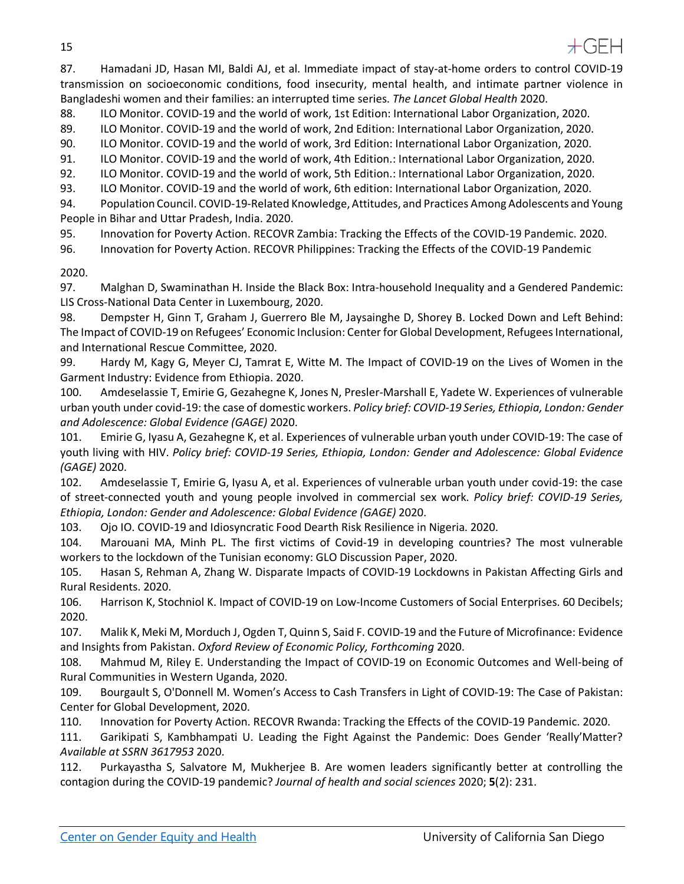87. Hamadani JD, Hasan MI, Baldi AJ, et al. Immediate impact of stay-at-home orders to control COVID-19 transmission on socioeconomic conditions, food insecurity, mental health, and intimate partner violence in Bangladeshi women and their families: an interrupted time series. *The Lancet Global Health* 2020.

88. ILO Monitor. COVID-19 and the world of work, 1st Edition: International Labor Organization, 2020.

89. ILO Monitor. COVID-19 and the world of work, 2nd Edition: International Labor Organization, 2020.

90. ILO Monitor. COVID-19 and the world of work, 3rd Edition: International Labor Organization, 2020.

91. ILO Monitor. COVID-19 and the world of work, 4th Edition.: International Labor Organization, 2020.

92. ILO Monitor. COVID-19 and the world of work, 5th Edition.: International Labor Organization, 2020.

93. ILO Monitor. COVID-19 and the world of work, 6th edition: International Labor Organization, 2020.

94. Population Council. COVID-19-Related Knowledge, Attitudes, and Practices Among Adolescents and Young People in Bihar and Uttar Pradesh, India. 2020.

95. Innovation for Poverty Action. RECOVR Zambia: Tracking the Effects of the COVID-19 Pandemic. 2020.

96. Innovation for Poverty Action. RECOVR Philippines: Tracking the Effects of the COVID-19 Pandemic 2020.

97. Malghan D, Swaminathan H. Inside the Black Box: Intra-household Inequality and a Gendered Pandemic: LIS Cross-National Data Center in Luxembourg, 2020.

98. Dempster H, Ginn T, Graham J, Guerrero Ble M, Jaysainghe D, Shorey B. Locked Down and Left Behind: The Impact of COVID-19 on Refugees' Economic Inclusion: Center for Global Development, Refugees International, and International Rescue Committee, 2020.

99. Hardy M, Kagy G, Meyer CJ, Tamrat E, Witte M. The Impact of COVID-19 on the Lives of Women in the Garment Industry: Evidence from Ethiopia. 2020.

100. Amdeselassie T, Emirie G, Gezahegne K, Jones N, Presler-Marshall E, Yadete W. Experiences of vulnerable urban youth under covid-19: the case of domestic workers. *Policy brief: COVID-19 Series, Ethiopia, London: Gender and Adolescence: Global Evidence (GAGE)* 2020.

101. Emirie G, Iyasu A, Gezahegne K, et al. Experiences of vulnerable urban youth under COVID-19: The case of youth living with HIV. *Policy brief: COVID-19 Series, Ethiopia, London: Gender and Adolescence: Global Evidence (GAGE)* 2020.

102. Amdeselassie T, Emirie G, Iyasu A, et al. Experiences of vulnerable urban youth under covid-19: the case of street-connected youth and young people involved in commercial sex work. *Policy brief: COVID-19 Series, Ethiopia, London: Gender and Adolescence: Global Evidence (GAGE)* 2020.

103. Ojo IO. COVID-19 and Idiosyncratic Food Dearth Risk Resilience in Nigeria. 2020.

104. Marouani MA, Minh PL. The first victims of Covid-19 in developing countries? The most vulnerable workers to the lockdown of the Tunisian economy: GLO Discussion Paper, 2020.

105. Hasan S, Rehman A, Zhang W. Disparate Impacts of COVID-19 Lockdowns in Pakistan Affecting Girls and Rural Residents. 2020.

106. Harrison K, Stochniol K. Impact of COVID-19 on Low-Income Customers of Social Enterprises. 60 Decibels; 2020.

107. Malik K, Meki M, Morduch J, Ogden T, Quinn S, Said F. COVID-19 and the Future of Microfinance: Evidence and Insights from Pakistan. *Oxford Review of Economic Policy, Forthcoming* 2020.

108. Mahmud M, Riley E. Understanding the Impact of COVID-19 on Economic Outcomes and Well-being of Rural Communities in Western Uganda, 2020.

109. Bourgault S, O'Donnell M. Women's Access to Cash Transfers in Light of COVID-19: The Case of Pakistan: Center for Global Development, 2020.

110. Innovation for Poverty Action. RECOVR Rwanda: Tracking the Effects of the COVID-19 Pandemic. 2020.

111. Garikipati S, Kambhampati U. Leading the Fight Against the Pandemic: Does Gender 'Really'Matter? *Available at SSRN 3617953* 2020.

112. Purkayastha S, Salvatore M, Mukherjee B. Are women leaders significantly better at controlling the contagion during the COVID-19 pandemic? *Journal of health and social sciences* 2020; **5**(2): 231.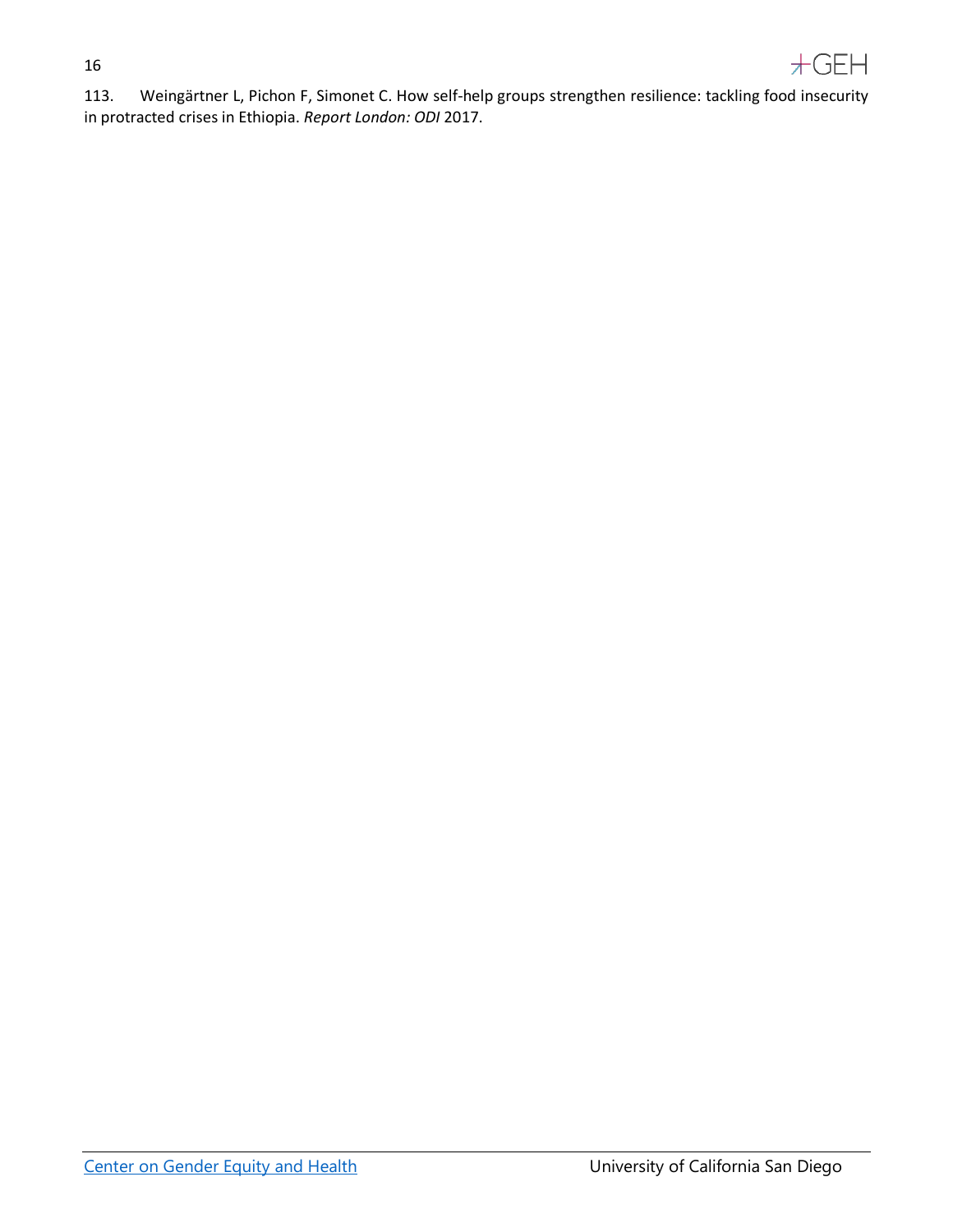113. Weingärtner L, Pichon F, Simonet C. How self-help groups strengthen resilience: tackling food insecurity in protracted crises in Ethiopia. *Report London: ODI* 2017.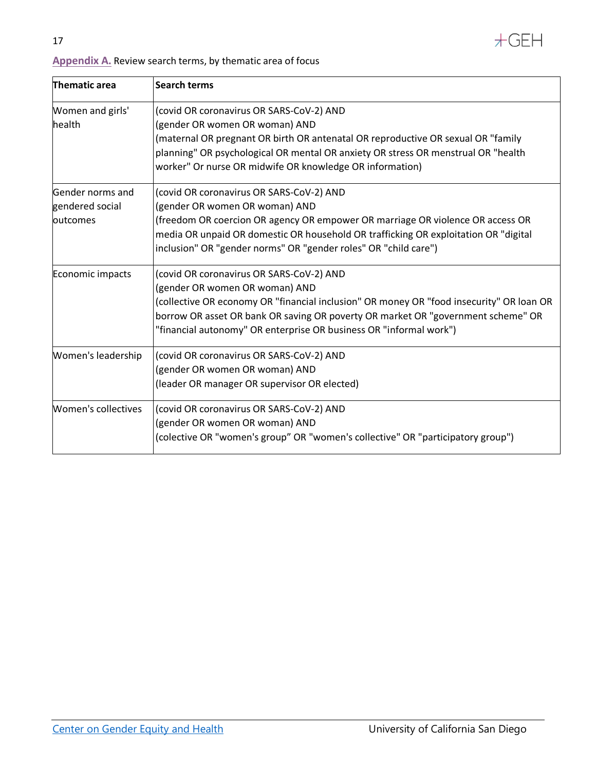**Appendix A.** Review search terms, by thematic area of focus

| Thematic area | Search terms |
|---|---|
| Women and girls' health | (covid OR coronavirus OR SARS-CoV-2) AND (gender OR women OR woman) AND (maternal OR pregnant OR birth OR antenatal OR reproductive OR sexual OR "family planning" OR psychological OR mental OR anxiety OR stress OR menstrual OR "health worker" Or nurse OR midwife OR knowledge OR information) |
| Gender norms and gendered social outcomes | (covid OR coronavirus OR SARS-CoV-2) AND (gender OR women OR woman) AND (freedom OR coercion OR agency OR empower OR marriage OR violence OR access OR media OR unpaid OR domestic OR household OR trafficking OR exploitation OR "digital inclusion" OR "gender norms" OR "gender roles" OR "child care") |
| Economic impacts | (covid OR coronavirus OR SARS-CoV-2) AND (gender OR women OR woman) AND (collective OR economy OR "financial inclusion" OR money OR "food insecurity" OR loan OR borrow OR asset OR bank OR saving OR poverty OR market OR "government scheme" OR "financial autonomy" OR enterprise OR business OR "informal work") |
| Women's leadership | (covid OR coronavirus OR SARS-CoV-2) AND (gender OR women OR woman) AND (leader OR manager OR supervisor OR elected) |
| Women's collectives | (covid OR coronavirus OR SARS-CoV-2) AND (gender OR women OR woman) AND (colective OR "women's group" OR "women's collective" OR "participatory group") |